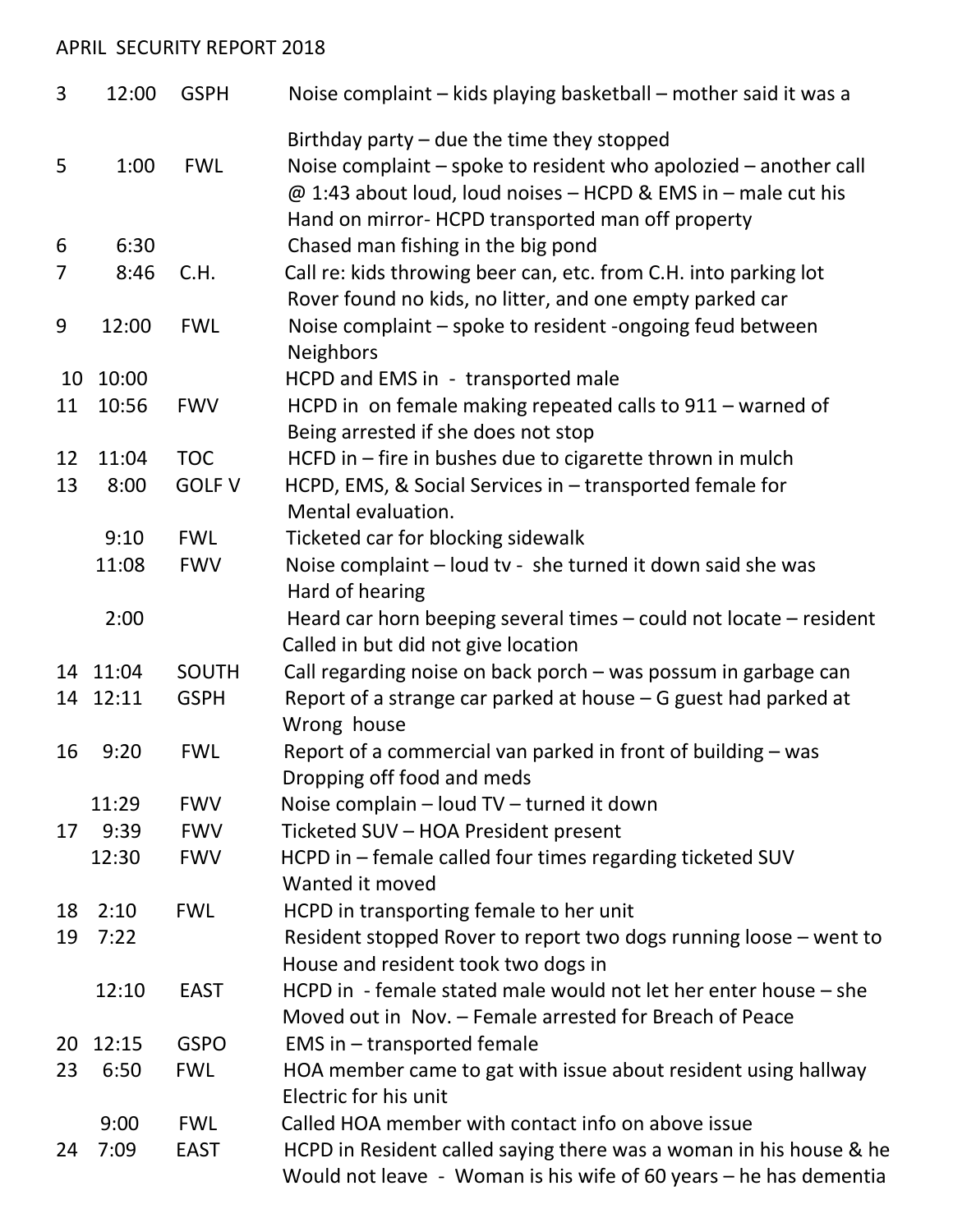APRIL SECURITY REPORT 2018

| | | | |
|---|---|---|---|
| 3 | 12:00 | GSPH | Noise complaint – kids playing basketball – mother said it was a Birthday party – due the time they stopped |
| 5 | 1:00 | FWL | Noise complaint – spoke to resident who apolozied – another call @ 1:43 about loud, loud noises – HCPD & EMS in – male cut his Hand on mirror- HCPD transported man off property |
| 6 | 6:30 | | Chased man fishing in the big pond |
| 7 | 8:46 | C.H. | Call re: kids throwing beer can, etc. from C.H. into parking lot Rover found no kids, no litter, and one empty parked car |
| 9 | 12:00 | FWL | Noise complaint – spoke to resident -ongoing feud between Neighbors |
| 10 | 10:00 | | HCPD and EMS in - transported male |
| 11 | 10:56 | FWV | HCPD in on female making repeated calls to 911 – warned of Being arrested if she does not stop |
| 12 | 11:04 | TOC | HCFD in – fire in bushes due to cigarette thrown in mulch |
| 13 | 8:00 | GOLF V | HCPD, EMS, & Social Services in – transported female for Mental evaluation. |
| | 9:10 | FWL | Ticketed car for blocking sidewalk |
| | 11:08 | FWV | Noise complaint – loud tv - she turned it down said she was Hard of hearing |
| | 2:00 | | Heard car horn beeping several times – could not locate – resident Called in but did not give location |
| 14 | 11:04 | SOUTH | Call regarding noise on back porch – was possum in garbage can |
| 14 | 12:11 | GSPH | Report of a strange car parked at house – G guest had parked at Wrong house |
| 16 | 9:20 | FWL | Report of a commercial van parked in front of building – was Dropping off food and meds |
| | 11:29 | FWV | Noise complain – loud TV – turned it down |
| 17 | 9:39 | FWV | Ticketed SUV – HOA President present |
| | 12:30 | FWV | HCPD in – female called four times regarding ticketed SUV Wanted it moved |
| 18 | 2:10 | FWL | HCPD in transporting female to her unit |
| 19 | 7:22 | | Resident stopped Rover to report two dogs running loose – went to House and resident took two dogs in |
| | 12:10 | EAST | HCPD in - female stated male would not let her enter house – she Moved out in Nov. – Female arrested for Breach of Peace |
| 20 | 12:15 | GSPO | EMS in – transported female |
| 23 | 6:50 | FWL | HOA member came to gat with issue about resident using hallway Electric for his unit |
| | 9:00 | FWL | Called HOA member with contact info on above issue |
| 24 | 7:09 | EAST | HCPD in Resident called saying there was a woman in his house & he Would not leave - Woman is his wife of 60 years – he has dementia |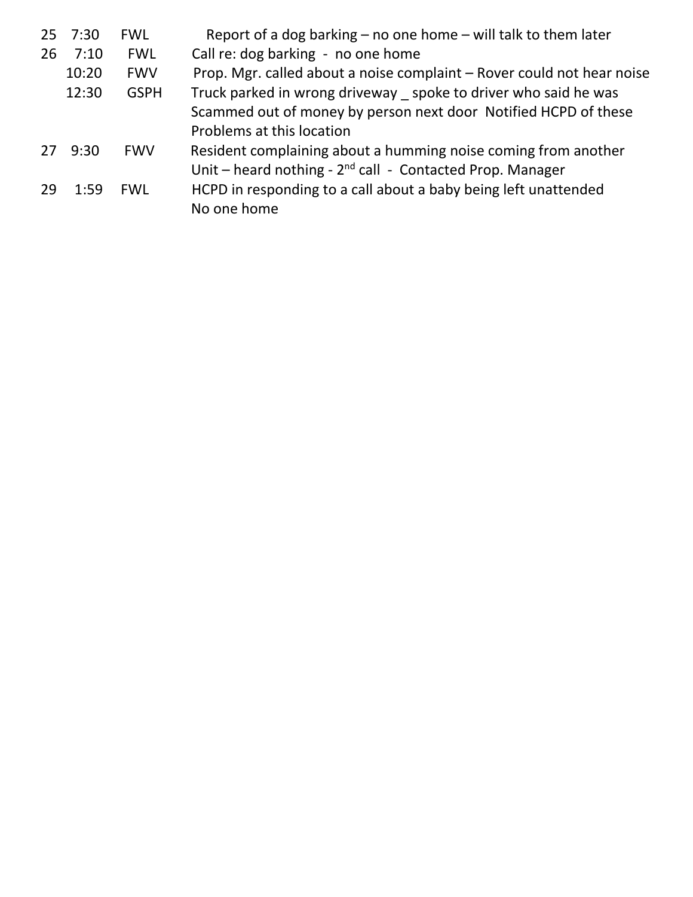| | | | |
|---|---|---|---|
| 25 | 7:30 | FWL | Report of a dog barking – no one home – will talk to them later |
| 26 | 7:10 | FWL | Call re: dog barking - no one home |
| | 10:20 | FWV | Prop. Mgr. called about a noise complaint – Rover could not hear noise |
| | 12:30 | GSPH | Truck parked in wrong driveway _ spoke to driver who said he was Scammed out of money by person next door Notified HCPD of these Problems at this location |
| 27 | 9:30 | FWV | Resident complaining about a humming noise coming from another Unit – heard nothing - 2nd call - Contacted Prop. Manager |
| 29 | 1:59 | FWL | HCPD in responding to a call about a baby being left unattended No one home |